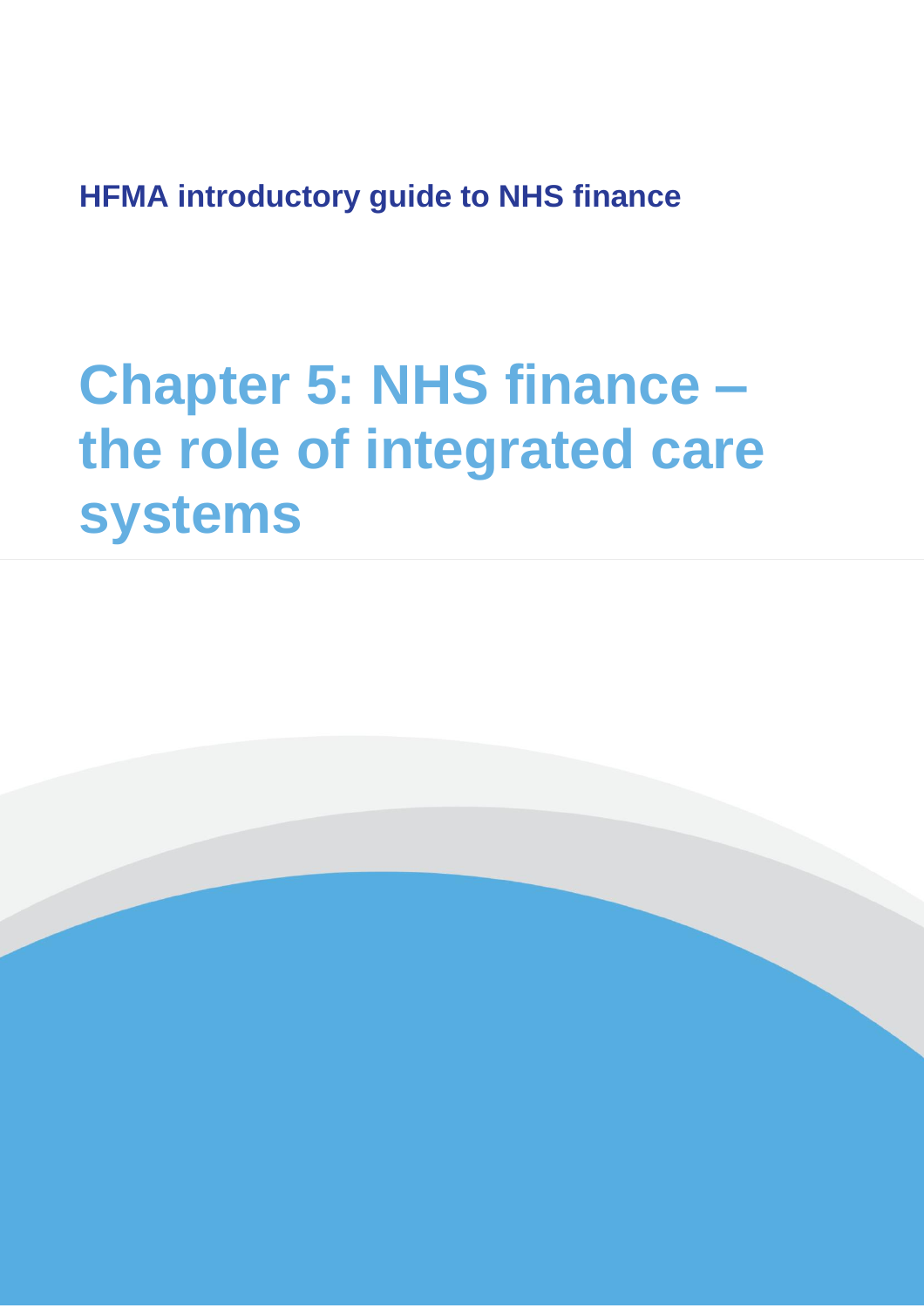HFMA introductory guide to NHS finance

# Chapter 5: NHS finance – the role of integrated care systems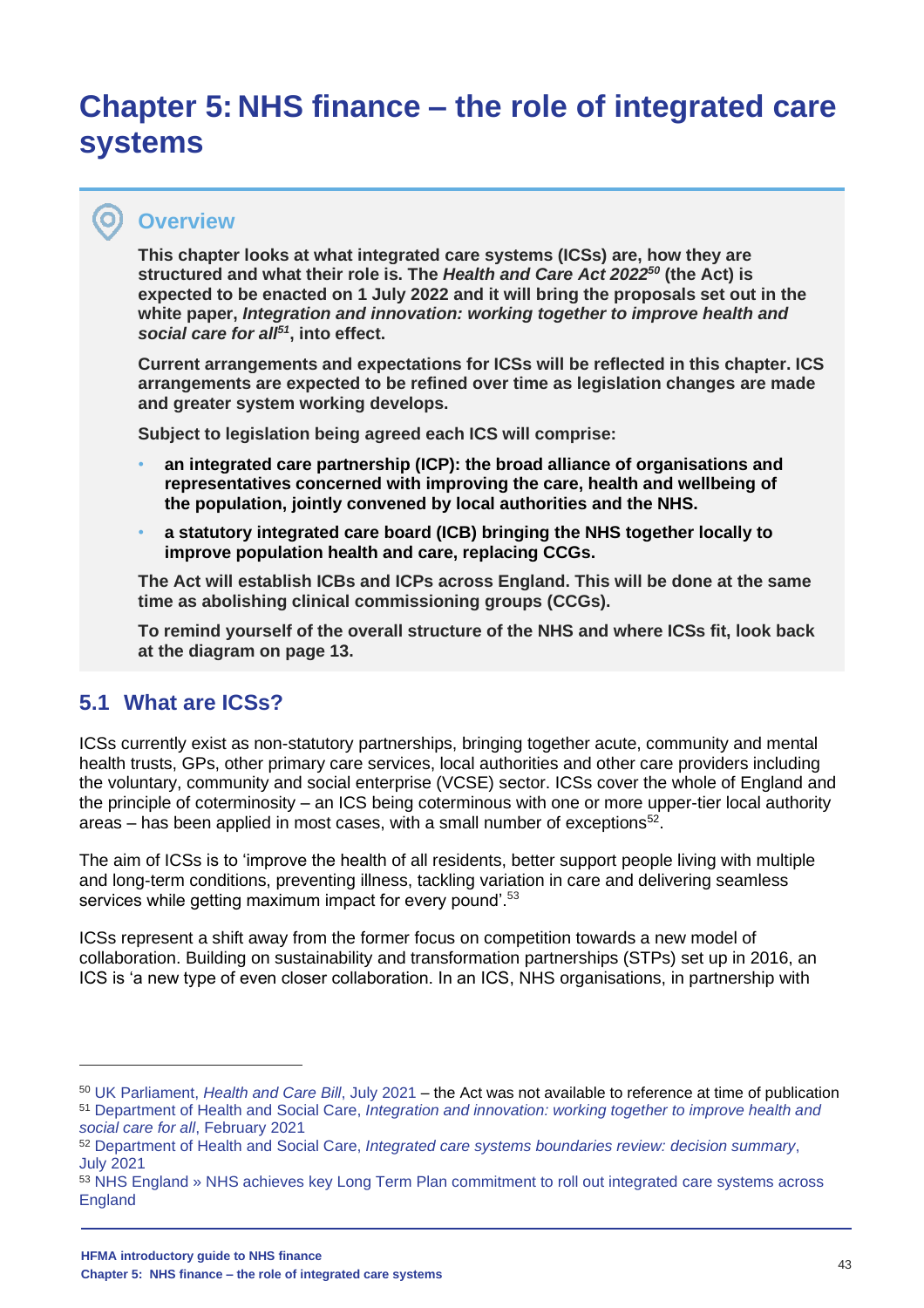# Chapter 5: NHS finance – the role of integrated care systems

## Overview

**This chapter looks at what integrated care systems (ICSs) are, how they are structured and what their role is. The *Health and Care Act 2022*[50] (the Act) is expected to be enacted on 1 July 2022 and it will bring the proposals set out in the white paper, *Integration and innovation: working together to improve health and social care for all*[51], into effect.**

**Current arrangements and expectations for ICSs will be reflected in this chapter. ICS arrangements are expected to be refined over time as legislation changes are made and greater system working develops.**

**Subject to legislation being agreed each ICS will comprise:**

- **an integrated care partnership (ICP): the broad alliance of organisations and representatives concerned with improving the care, health and wellbeing of the population, jointly convened by local authorities and the NHS.**
- **a statutory integrated care board (ICB) bringing the NHS together locally to improve population health and care, replacing CCGs.**

**The Act will establish ICBs and ICPs across England. This will be done at the same time as abolishing clinical commissioning groups (CCGs).**

**To remind yourself of the overall structure of the NHS and where ICSs fit, look back at the diagram on page 13.**

## 5.1 What are ICSs?

ICSs currently exist as non-statutory partnerships, bringing together acute, community and mental health trusts, GPs, other primary care services, local authorities and other care providers including the voluntary, community and social enterprise (VCSE) sector. ICSs cover the whole of England and the principle of coterminosity – an ICS being coterminous with one or more upper-tier local authority areas – has been applied in most cases, with a small number of exceptions[52].

The aim of ICSs is to 'improve the health of all residents, better support people living with multiple and long-term conditions, preventing illness, tackling variation in care and delivering seamless services while getting maximum impact for every pound'.[53]

ICSs represent a shift away from the former focus on competition towards a new model of collaboration. Building on sustainability and transformation partnerships (STPs) set up in 2016, an ICS is 'a new type of even closer collaboration. In an ICS, NHS organisations, in partnership with

---

[50] UK Parliament, *Health and Care Bill*, July 2021 – the Act was not available to reference at time of publication

[51] Department of Health and Social Care, *Integration and innovation: working together to improve health and social care for all*, February 2021

[52] Department of Health and Social Care, *Integrated care systems boundaries review: decision summary*, July 2021

[53] NHS England » NHS achieves key Long Term Plan commitment to roll out integrated care systems across England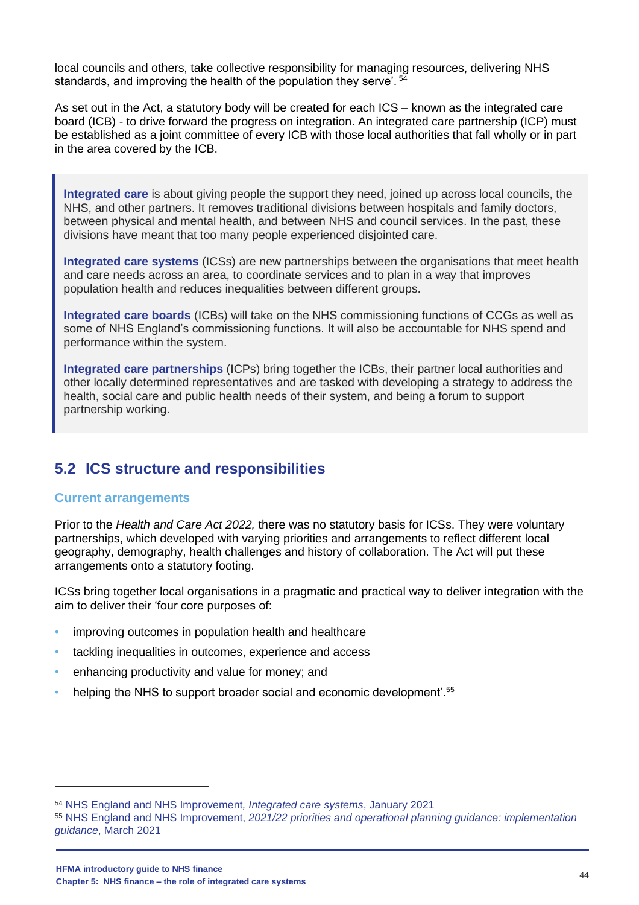local councils and others, take collective responsibility for managing resources, delivering NHS standards, and improving the health of the population they serve'. [54]

As set out in the Act, a statutory body will be created for each ICS – known as the integrated care board (ICB) - to drive forward the progress on integration. An integrated care partnership (ICP) must be established as a joint committee of every ICB with those local authorities that fall wholly or in part in the area covered by the ICB.

> **Integrated care** is about giving people the support they need, joined up across local councils, the NHS, and other partners. It removes traditional divisions between hospitals and family doctors, between physical and mental health, and between NHS and council services. In the past, these divisions have meant that too many people experienced disjointed care.
>
> **Integrated care systems** (ICSs) are new partnerships between the organisations that meet health and care needs across an area, to coordinate services and to plan in a way that improves population health and reduces inequalities between different groups.
>
> **Integrated care boards** (ICBs) will take on the NHS commissioning functions of CCGs as well as some of NHS England's commissioning functions. It will also be accountable for NHS spend and performance within the system.
>
> **Integrated care partnerships** (ICPs) bring together the ICBs, their partner local authorities and other locally determined representatives and are tasked with developing a strategy to address the health, social care and public health needs of their system, and being a forum to support partnership working.

## 5.2 ICS structure and responsibilities

### Current arrangements

Prior to the *Health and Care Act 2022,* there was no statutory basis for ICSs. They were voluntary partnerships, which developed with varying priorities and arrangements to reflect different local geography, demography, health challenges and history of collaboration. The Act will put these arrangements onto a statutory footing.

ICSs bring together local organisations in a pragmatic and practical way to deliver integration with the aim to deliver their 'four core purposes of:

- improving outcomes in population health and healthcare
- tackling inequalities in outcomes, experience and access
- enhancing productivity and value for money; and
- helping the NHS to support broader social and economic development'.[55]

---

[54] NHS England and NHS Improvement, *Integrated care systems*, January 2021

[55] NHS England and NHS Improvement, *2021/22 priorities and operational planning guidance: implementation guidance*, March 2021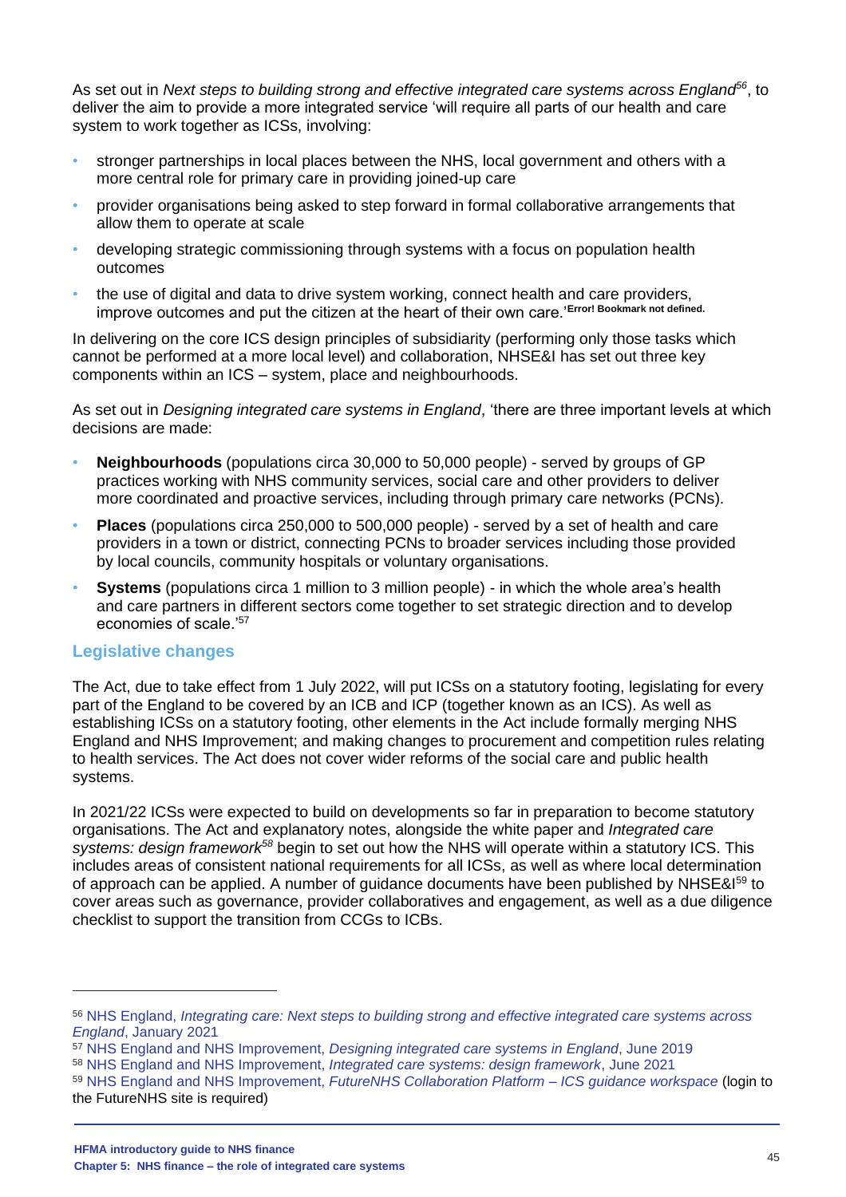As set out in *Next steps to building strong and effective integrated care systems across England*[56], to deliver the aim to provide a more integrated service 'will require all parts of our health and care system to work together as ICSs, involving:

- stronger partnerships in local places between the NHS, local government and others with a more central role for primary care in providing joined-up care
- provider organisations being asked to step forward in formal collaborative arrangements that allow them to operate at scale
- developing strategic commissioning through systems with a focus on population health outcomes
- the use of digital and data to drive system working, connect health and care providers, improve outcomes and put the citizen at the heart of their own care.'**Error! Bookmark not defined.**

In delivering on the core ICS design principles of subsidiarity (performing only those tasks which cannot be performed at a more local level) and collaboration, NHSE&I has set out three key components within an ICS – system, place and neighbourhoods.

As set out in *Designing integrated care systems in England*, 'there are three important levels at which decisions are made:

- **Neighbourhoods** (populations circa 30,000 to 50,000 people) - served by groups of GP practices working with NHS community services, social care and other providers to deliver more coordinated and proactive services, including through primary care networks (PCNs).
- **Places** (populations circa 250,000 to 500,000 people) - served by a set of health and care providers in a town or district, connecting PCNs to broader services including those provided by local councils, community hospitals or voluntary organisations.
- **Systems** (populations circa 1 million to 3 million people) - in which the whole area's health and care partners in different sectors come together to set strategic direction and to develop economies of scale.'[57]

## Legislative changes

The Act, due to take effect from 1 July 2022, will put ICSs on a statutory footing, legislating for every part of the England to be covered by an ICB and ICP (together known as an ICS). As well as establishing ICSs on a statutory footing, other elements in the Act include formally merging NHS England and NHS Improvement; and making changes to procurement and competition rules relating to health services. The Act does not cover wider reforms of the social care and public health systems.

In 2021/22 ICSs were expected to build on developments so far in preparation to become statutory organisations. The Act and explanatory notes, alongside the white paper and *Integrated care systems: design framework*[58] begin to set out how the NHS will operate within a statutory ICS. This includes areas of consistent national requirements for all ICSs, as well as where local determination of approach can be applied. A number of guidance documents have been published by NHSE&I[59] to cover areas such as governance, provider collaboratives and engagement, as well as a due diligence checklist to support the transition from CCGs to ICBs.

---

[56] NHS England, *Integrating care: Next steps to building strong and effective integrated care systems across England*, January 2021

[57] NHS England and NHS Improvement, *Designing integrated care systems in England*, June 2019

[58] NHS England and NHS Improvement, *Integrated care systems: design framework*, June 2021

[59] NHS England and NHS Improvement, *FutureNHS Collaboration Platform – ICS guidance workspace* (login to the FutureNHS site is required)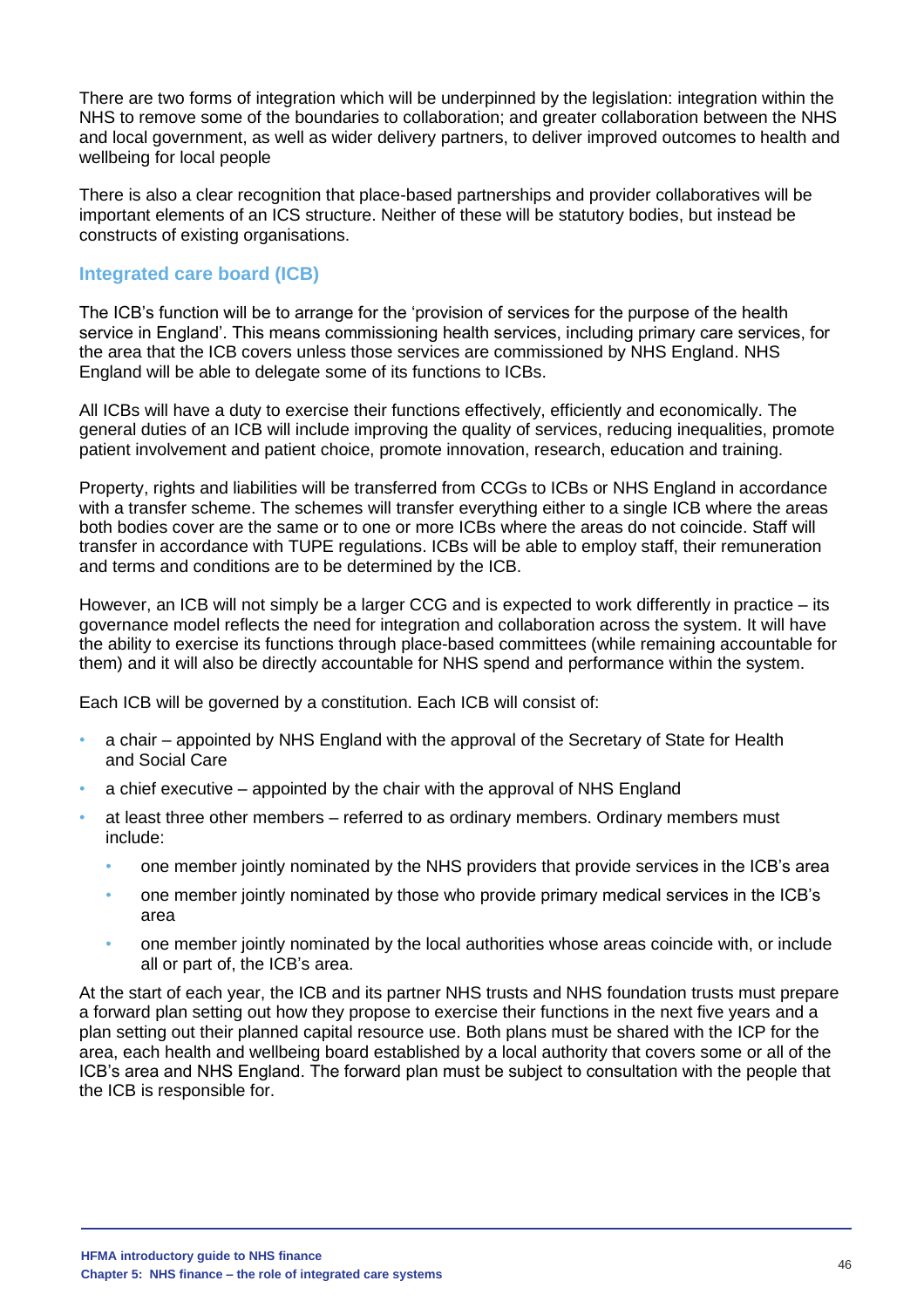There are two forms of integration which will be underpinned by the legislation: integration within the NHS to remove some of the boundaries to collaboration; and greater collaboration between the NHS and local government, as well as wider delivery partners, to deliver improved outcomes to health and wellbeing for local people

There is also a clear recognition that place-based partnerships and provider collaboratives will be important elements of an ICS structure. Neither of these will be statutory bodies, but instead be constructs of existing organisations.

### Integrated care board (ICB)

The ICB's function will be to arrange for the 'provision of services for the purpose of the health service in England'. This means commissioning health services, including primary care services, for the area that the ICB covers unless those services are commissioned by NHS England. NHS England will be able to delegate some of its functions to ICBs.

All ICBs will have a duty to exercise their functions effectively, efficiently and economically. The general duties of an ICB will include improving the quality of services, reducing inequalities, promote patient involvement and patient choice, promote innovation, research, education and training.

Property, rights and liabilities will be transferred from CCGs to ICBs or NHS England in accordance with a transfer scheme. The schemes will transfer everything either to a single ICB where the areas both bodies cover are the same or to one or more ICBs where the areas do not coincide. Staff will transfer in accordance with TUPE regulations. ICBs will be able to employ staff, their remuneration and terms and conditions are to be determined by the ICB.

However, an ICB will not simply be a larger CCG and is expected to work differently in practice – its governance model reflects the need for integration and collaboration across the system. It will have the ability to exercise its functions through place-based committees (while remaining accountable for them) and it will also be directly accountable for NHS spend and performance within the system.

Each ICB will be governed by a constitution. Each ICB will consist of:

- a chair – appointed by NHS England with the approval of the Secretary of State for Health and Social Care
- a chief executive – appointed by the chair with the approval of NHS England
- at least three other members – referred to as ordinary members. Ordinary members must include:
  - one member jointly nominated by the NHS providers that provide services in the ICB's area
  - one member jointly nominated by those who provide primary medical services in the ICB's area
  - one member jointly nominated by the local authorities whose areas coincide with, or include all or part of, the ICB's area.

At the start of each year, the ICB and its partner NHS trusts and NHS foundation trusts must prepare a forward plan setting out how they propose to exercise their functions in the next five years and a plan setting out their planned capital resource use. Both plans must be shared with the ICP for the area, each health and wellbeing board established by a local authority that covers some or all of the ICB's area and NHS England. The forward plan must be subject to consultation with the people that the ICB is responsible for.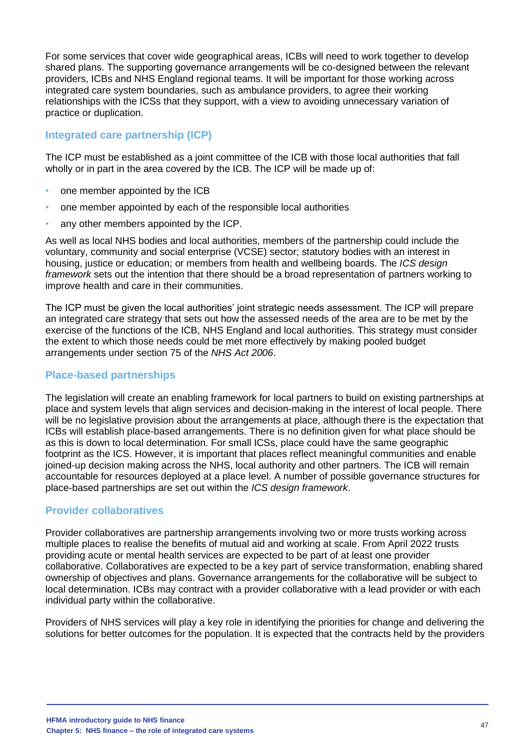For some services that cover wide geographical areas, ICBs will need to work together to develop shared plans. The supporting governance arrangements will be co-designed between the relevant providers, ICBs and NHS England regional teams. It will be important for those working across integrated care system boundaries, such as ambulance providers, to agree their working relationships with the ICSs that they support, with a view to avoiding unnecessary variation of practice or duplication.

### Integrated care partnership (ICP)

The ICP must be established as a joint committee of the ICB with those local authorities that fall wholly or in part in the area covered by the ICB. The ICP will be made up of:

- one member appointed by the ICB
- one member appointed by each of the responsible local authorities
- any other members appointed by the ICP.

As well as local NHS bodies and local authorities, members of the partnership could include the voluntary, community and social enterprise (VCSE) sector; statutory bodies with an interest in housing, justice or education; or members from health and wellbeing boards. The *ICS design framework* sets out the intention that there should be a broad representation of partners working to improve health and care in their communities.

The ICP must be given the local authorities' joint strategic needs assessment. The ICP will prepare an integrated care strategy that sets out how the assessed needs of the area are to be met by the exercise of the functions of the ICB, NHS England and local authorities. This strategy must consider the extent to which those needs could be met more effectively by making pooled budget arrangements under section 75 of the *NHS Act 2006*.

### Place-based partnerships

The legislation will create an enabling framework for local partners to build on existing partnerships at place and system levels that align services and decision-making in the interest of local people. There will be no legislative provision about the arrangements at place, although there is the expectation that ICBs will establish place-based arrangements. There is no definition given for what place should be as this is down to local determination. For small ICSs, place could have the same geographic footprint as the ICS. However, it is important that places reflect meaningful communities and enable joined-up decision making across the NHS, local authority and other partners. The ICB will remain accountable for resources deployed at a place level. A number of possible governance structures for place-based partnerships are set out within the *ICS design framework*.

### Provider collaboratives

Provider collaboratives are partnership arrangements involving two or more trusts working across multiple places to realise the benefits of mutual aid and working at scale. From April 2022 trusts providing acute or mental health services are expected to be part of at least one provider collaborative. Collaboratives are expected to be a key part of service transformation, enabling shared ownership of objectives and plans. Governance arrangements for the collaborative will be subject to local determination. ICBs may contract with a provider collaborative with a lead provider or with each individual party within the collaborative.

Providers of NHS services will play a key role in identifying the priorities for change and delivering the solutions for better outcomes for the population. It is expected that the contracts held by the providers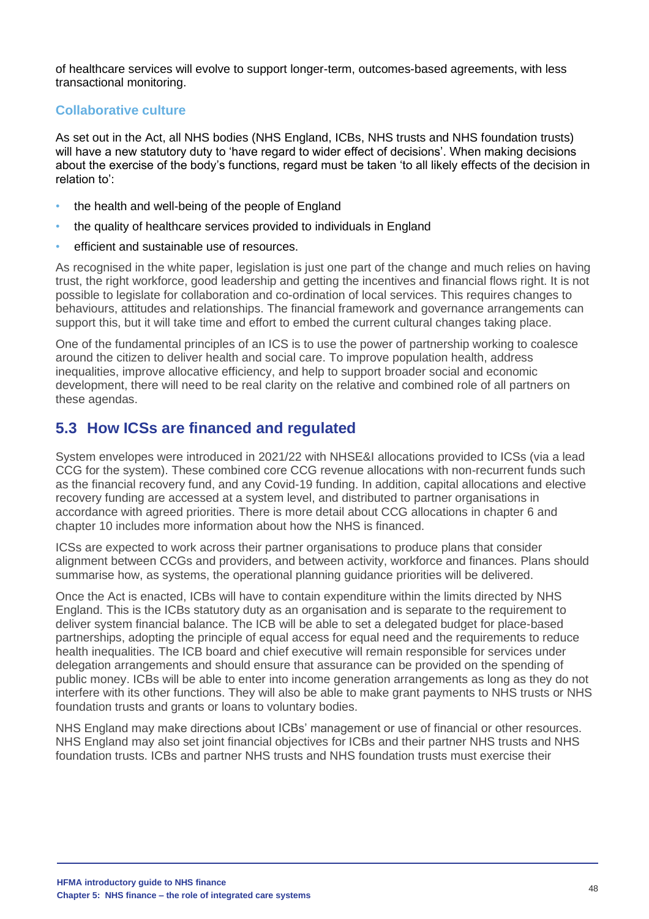of healthcare services will evolve to support longer-term, outcomes-based agreements, with less transactional monitoring.

### Collaborative culture

As set out in the Act, all NHS bodies (NHS England, ICBs, NHS trusts and NHS foundation trusts) will have a new statutory duty to 'have regard to wider effect of decisions'. When making decisions about the exercise of the body's functions, regard must be taken 'to all likely effects of the decision in relation to':

- the health and well-being of the people of England
- the quality of healthcare services provided to individuals in England
- efficient and sustainable use of resources.

As recognised in the white paper, legislation is just one part of the change and much relies on having trust, the right workforce, good leadership and getting the incentives and financial flows right. It is not possible to legislate for collaboration and co-ordination of local services. This requires changes to behaviours, attitudes and relationships. The financial framework and governance arrangements can support this, but it will take time and effort to embed the current cultural changes taking place.

One of the fundamental principles of an ICS is to use the power of partnership working to coalesce around the citizen to deliver health and social care. To improve population health, address inequalities, improve allocative efficiency, and help to support broader social and economic development, there will need to be real clarity on the relative and combined role of all partners on these agendas.

## 5.3 How ICSs are financed and regulated

System envelopes were introduced in 2021/22 with NHSE&I allocations provided to ICSs (via a lead CCG for the system). These combined core CCG revenue allocations with non-recurrent funds such as the financial recovery fund, and any Covid-19 funding. In addition, capital allocations and elective recovery funding are accessed at a system level, and distributed to partner organisations in accordance with agreed priorities. There is more detail about CCG allocations in chapter 6 and chapter 10 includes more information about how the NHS is financed.

ICSs are expected to work across their partner organisations to produce plans that consider alignment between CCGs and providers, and between activity, workforce and finances. Plans should summarise how, as systems, the operational planning guidance priorities will be delivered.

Once the Act is enacted, ICBs will have to contain expenditure within the limits directed by NHS England. This is the ICBs statutory duty as an organisation and is separate to the requirement to deliver system financial balance. The ICB will be able to set a delegated budget for place-based partnerships, adopting the principle of equal access for equal need and the requirements to reduce health inequalities. The ICB board and chief executive will remain responsible for services under delegation arrangements and should ensure that assurance can be provided on the spending of public money. ICBs will be able to enter into income generation arrangements as long as they do not interfere with its other functions. They will also be able to make grant payments to NHS trusts or NHS foundation trusts and grants or loans to voluntary bodies.

NHS England may make directions about ICBs' management or use of financial or other resources. NHS England may also set joint financial objectives for ICBs and their partner NHS trusts and NHS foundation trusts. ICBs and partner NHS trusts and NHS foundation trusts must exercise their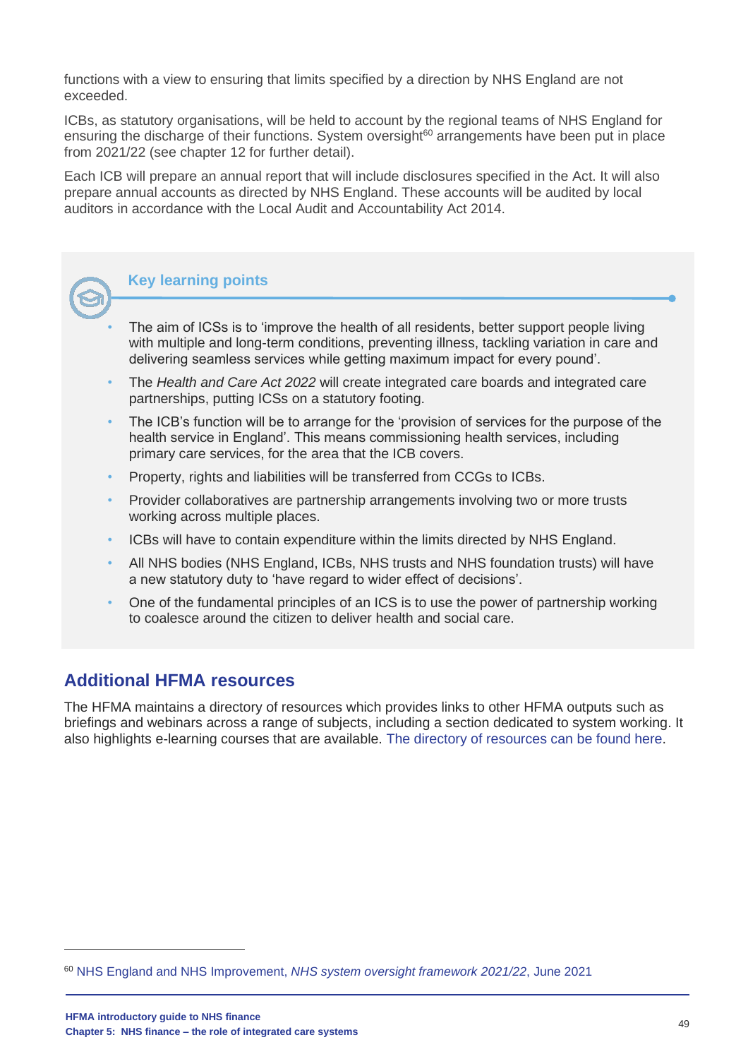functions with a view to ensuring that limits specified by a direction by NHS England are not exceeded.

ICBs, as statutory organisations, will be held to account by the regional teams of NHS England for ensuring the discharge of their functions. System oversight[60] arrangements have been put in place from 2021/22 (see chapter 12 for further detail).

Each ICB will prepare an annual report that will include disclosures specified in the Act. It will also prepare annual accounts as directed by NHS England. These accounts will be audited by local auditors in accordance with the Local Audit and Accountability Act 2014.

### Key learning points

- The aim of ICSs is to 'improve the health of all residents, better support people living with multiple and long-term conditions, preventing illness, tackling variation in care and delivering seamless services while getting maximum impact for every pound'.
- The *Health and Care Act 2022* will create integrated care boards and integrated care partnerships, putting ICSs on a statutory footing.
- The ICB's function will be to arrange for the 'provision of services for the purpose of the health service in England'. This means commissioning health services, including primary care services, for the area that the ICB covers.
- Property, rights and liabilities will be transferred from CCGs to ICBs.
- Provider collaboratives are partnership arrangements involving two or more trusts working across multiple places.
- ICBs will have to contain expenditure within the limits directed by NHS England.
- All NHS bodies (NHS England, ICBs, NHS trusts and NHS foundation trusts) will have a new statutory duty to 'have regard to wider effect of decisions'.
- One of the fundamental principles of an ICS is to use the power of partnership working to coalesce around the citizen to deliver health and social care.

## Additional HFMA resources

The HFMA maintains a directory of resources which provides links to other HFMA outputs such as briefings and webinars across a range of subjects, including a section dedicated to system working. It also highlights e-learning courses that are available. The directory of resources can be found here.

[60] NHS England and NHS Improvement, *NHS system oversight framework 2021/22*, June 2021